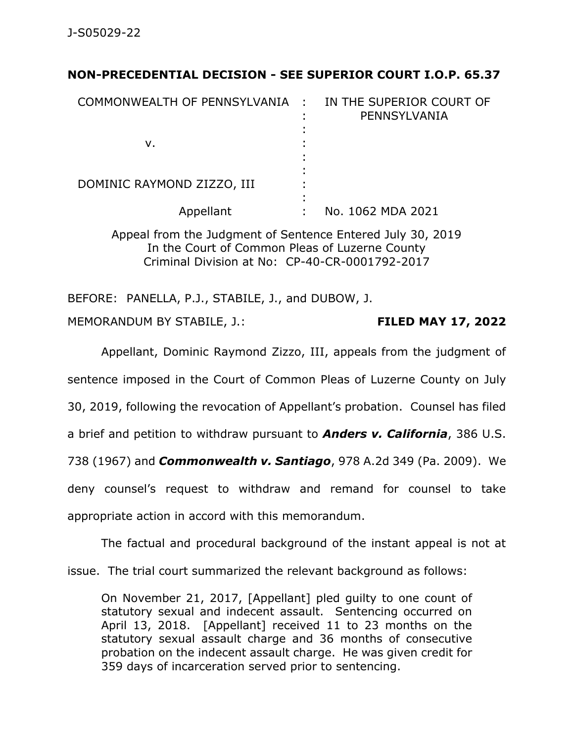**NON-PRECEDENTIAL DECISION - SEE SUPERIOR COURT I.O.P. 65.37**

| | | |
|---|---|---|
| COMMONWEALTH OF PENNSYLVANIA | : | IN THE SUPERIOR COURT OF PENNSYLVANIA |
| v. | : | |
| DOMINIC RAYMOND ZIZZO, III | : | |
| Appellant | : | No. 1062 MDA 2021 |

Appeal from the Judgment of Sentence Entered July 30, 2019
In the Court of Common Pleas of Luzerne County
Criminal Division at No: CP-40-CR-0001792-2017

BEFORE: PANELLA, P.J., STABILE, J., and DUBOW, J.

MEMORANDUM BY STABILE, J.: **FILED MAY 17, 2022**

Appellant, Dominic Raymond Zizzo, III, appeals from the judgment of sentence imposed in the Court of Common Pleas of Luzerne County on July 30, 2019, following the revocation of Appellant's probation. Counsel has filed a brief and petition to withdraw pursuant to ***Anders v. California***, 386 U.S. 738 (1967) and ***Commonwealth v. Santiago***, 978 A.2d 349 (Pa. 2009). We deny counsel's request to withdraw and remand for counsel to take appropriate action in accord with this memorandum.

The factual and procedural background of the instant appeal is not at issue. The trial court summarized the relevant background as follows:

> On November 21, 2017, [Appellant] pled guilty to one count of statutory sexual and indecent assault. Sentencing occurred on April 13, 2018. [Appellant] received 11 to 23 months on the statutory sexual assault charge and 36 months of consecutive probation on the indecent assault charge. He was given credit for 359 days of incarceration served prior to sentencing.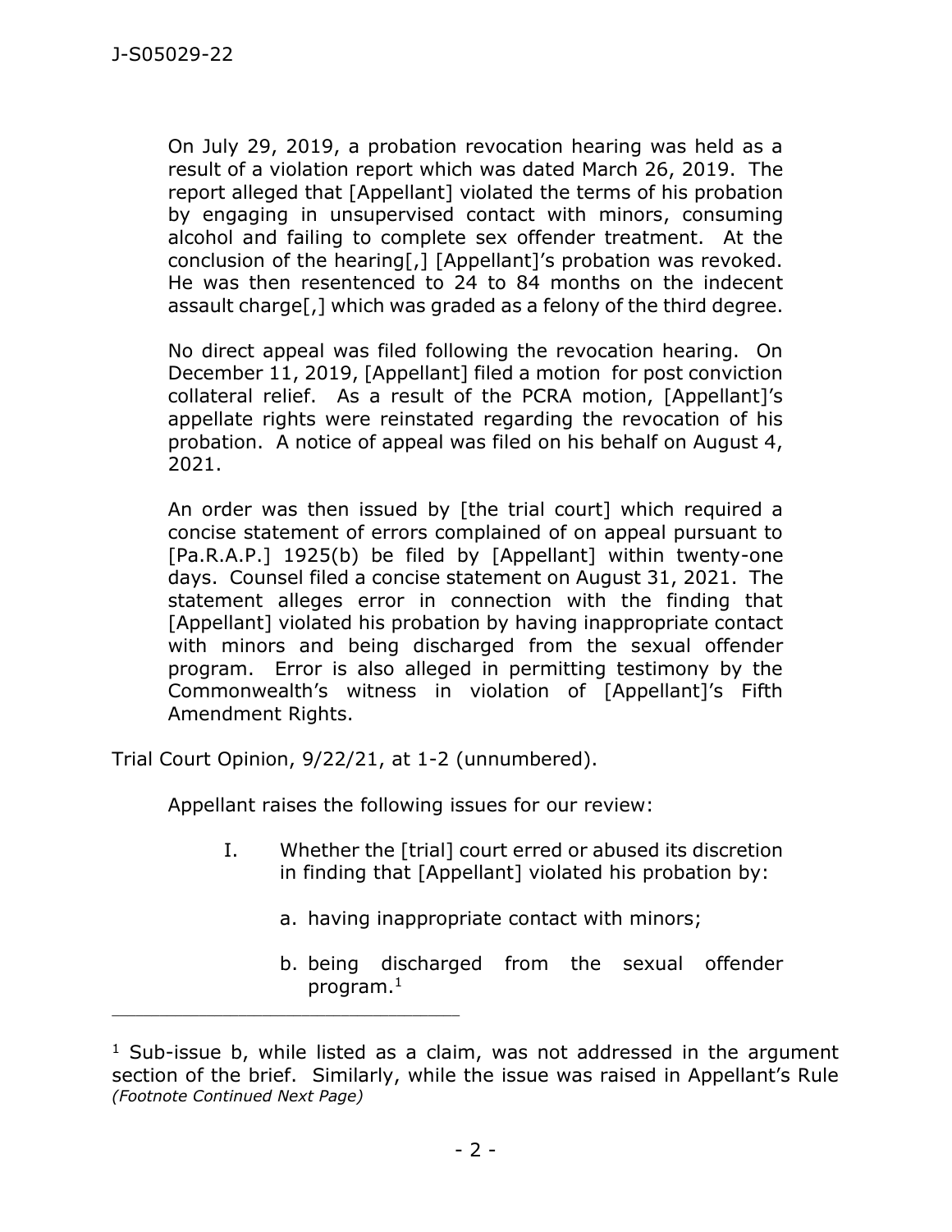> On July 29, 2019, a probation revocation hearing was held as a result of a violation report which was dated March 26, 2019. The report alleged that [Appellant] violated the terms of his probation by engaging in unsupervised contact with minors, consuming alcohol and failing to complete sex offender treatment. At the conclusion of the hearing[,] [Appellant]'s probation was revoked. He was then resentenced to 24 to 84 months on the indecent assault charge[,] which was graded as a felony of the third degree.
>
> No direct appeal was filed following the revocation hearing. On December 11, 2019, [Appellant] filed a motion for post conviction collateral relief. As a result of the PCRA motion, [Appellant]'s appellate rights were reinstated regarding the revocation of his probation. A notice of appeal was filed on his behalf on August 4, 2021.
>
> An order was then issued by [the trial court] which required a concise statement of errors complained of on appeal pursuant to [Pa.R.A.P.] 1925(b) be filed by [Appellant] within twenty-one days. Counsel filed a concise statement on August 31, 2021. The statement alleges error in connection with the finding that [Appellant] violated his probation by having inappropriate contact with minors and being discharged from the sexual offender program. Error is also alleged in permitting testimony by the Commonwealth's witness in violation of [Appellant]'s Fifth Amendment Rights.

Trial Court Opinion, 9/22/21, at 1-2 (unnumbered).

Appellant raises the following issues for our review:

> I. Whether the [trial] court erred or abused its discretion in finding that [Appellant] violated his probation by:
>
> a. having inappropriate contact with minors;
>
> b. being discharged from the sexual offender program.[1]

---

[1] Sub-issue b, while listed as a claim, was not addressed in the argument section of the brief. Similarly, while the issue was raised in Appellant's Rule *(Footnote Continued Next Page)*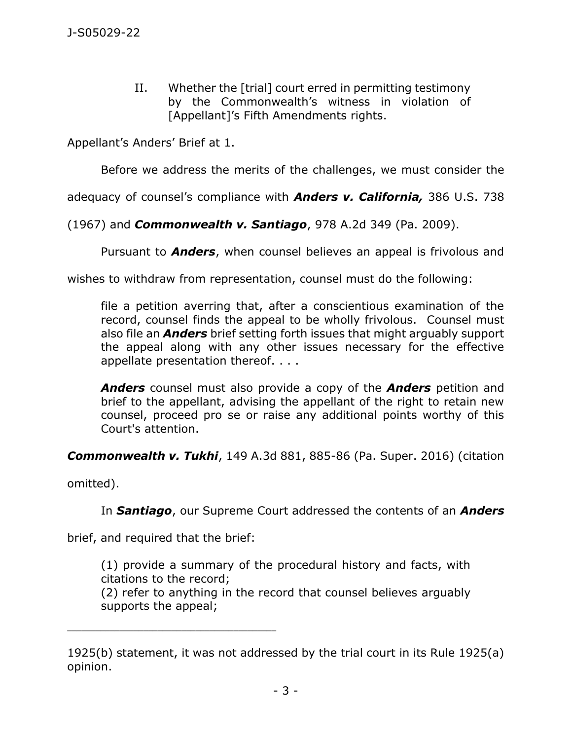II. Whether the [trial] court erred in permitting testimony by the Commonwealth's witness in violation of [Appellant]'s Fifth Amendments rights.

Appellant's Anders' Brief at 1.

Before we address the merits of the challenges, we must consider the adequacy of counsel's compliance with ***Anders v. California,*** 386 U.S. 738 (1967) and ***Commonwealth v. Santiago***, 978 A.2d 349 (Pa. 2009).

Pursuant to ***Anders***, when counsel believes an appeal is frivolous and wishes to withdraw from representation, counsel must do the following:

> file a petition averring that, after a conscientious examination of the record, counsel finds the appeal to be wholly frivolous. Counsel must also file an ***Anders*** brief setting forth issues that might arguably support the appeal along with any other issues necessary for the effective appellate presentation thereof. . . .
>
> ***Anders*** counsel must also provide a copy of the ***Anders*** petition and brief to the appellant, advising the appellant of the right to retain new counsel, proceed pro se or raise any additional points worthy of this Court's attention.

***Commonwealth v. Tukhi***, 149 A.3d 881, 885-86 (Pa. Super. 2016) (citation omitted).

In ***Santiago***, our Supreme Court addressed the contents of an ***Anders*** brief, and required that the brief:

> (1) provide a summary of the procedural history and facts, with citations to the record;
> (2) refer to anything in the record that counsel believes arguably supports the appeal;

---

1925(b) statement, it was not addressed by the trial court in its Rule 1925(a) opinion.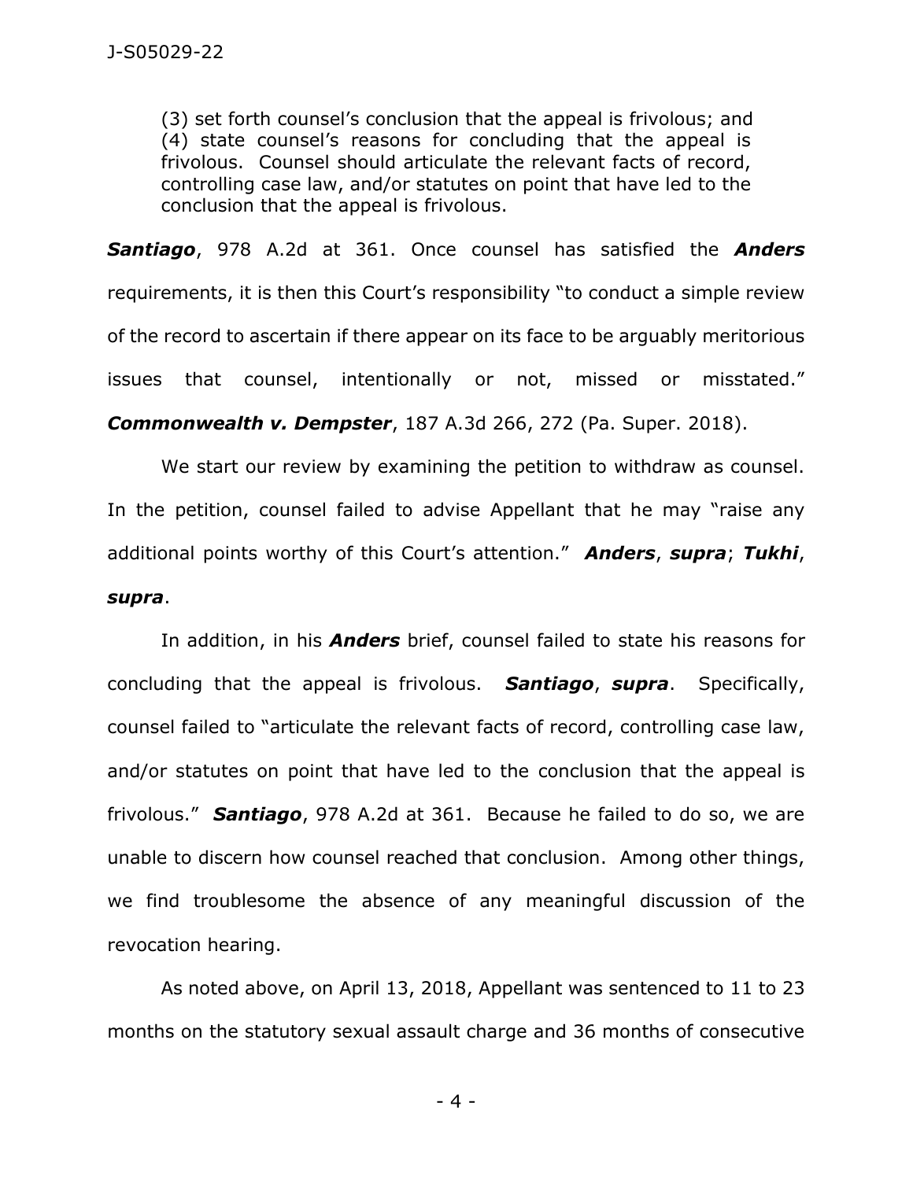> (3) set forth counsel's conclusion that the appeal is frivolous; and (4) state counsel's reasons for concluding that the appeal is frivolous. Counsel should articulate the relevant facts of record, controlling case law, and/or statutes on point that have led to the conclusion that the appeal is frivolous.

***Santiago***, 978 A.2d at 361. Once counsel has satisfied the ***Anders*** requirements, it is then this Court's responsibility "to conduct a simple review of the record to ascertain if there appear on its face to be arguably meritorious issues that counsel, intentionally or not, missed or misstated." ***Commonwealth v. Dempster***, 187 A.3d 266, 272 (Pa. Super. 2018).

We start our review by examining the petition to withdraw as counsel. In the petition, counsel failed to advise Appellant that he may "raise any additional points worthy of this Court's attention." ***Anders***, ***supra***; ***Tukhi***, ***supra***.

In addition, in his ***Anders*** brief, counsel failed to state his reasons for concluding that the appeal is frivolous. ***Santiago***, ***supra***. Specifically, counsel failed to "articulate the relevant facts of record, controlling case law, and/or statutes on point that have led to the conclusion that the appeal is frivolous." ***Santiago***, 978 A.2d at 361. Because he failed to do so, we are unable to discern how counsel reached that conclusion. Among other things, we find troublesome the absence of any meaningful discussion of the revocation hearing.

As noted above, on April 13, 2018, Appellant was sentenced to 11 to 23 months on the statutory sexual assault charge and 36 months of consecutive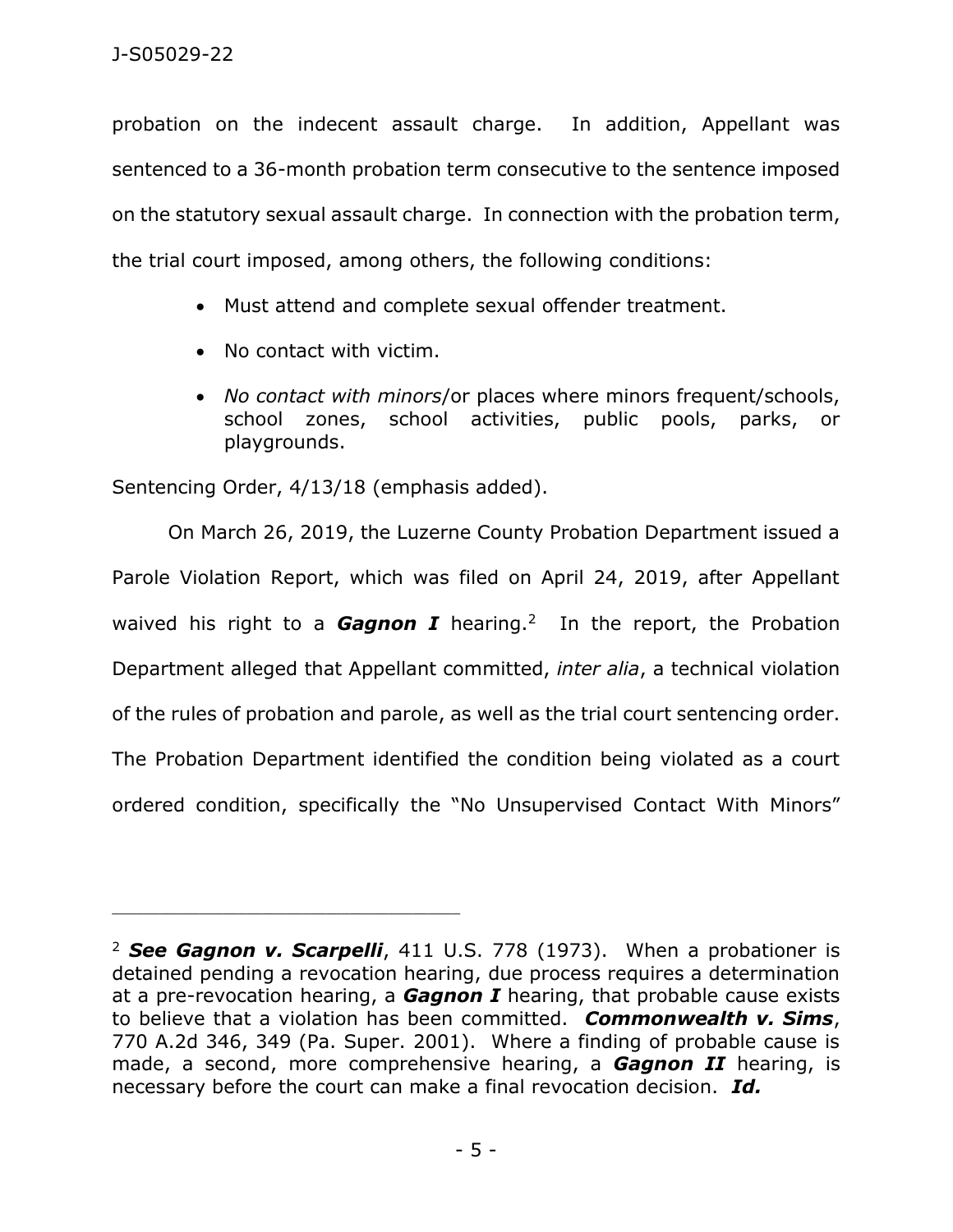probation on the indecent assault charge. In addition, Appellant was sentenced to a 36-month probation term consecutive to the sentence imposed on the statutory sexual assault charge. In connection with the probation term, the trial court imposed, among others, the following conditions:

- Must attend and complete sexual offender treatment.
- No contact with victim.
- *No contact with minors*/or places where minors frequent/schools, school zones, school activities, public pools, parks, or playgrounds.

Sentencing Order, 4/13/18 (emphasis added).

On March 26, 2019, the Luzerne County Probation Department issued a Parole Violation Report, which was filed on April 24, 2019, after Appellant waived his right to a ***Gagnon I*** hearing.[2] In the report, the Probation Department alleged that Appellant committed, *inter alia*, a technical violation of the rules of probation and parole, as well as the trial court sentencing order. The Probation Department identified the condition being violated as a court ordered condition, specifically the "No Unsupervised Contact With Minors"

---

[2] ***See Gagnon v. Scarpelli***, 411 U.S. 778 (1973). When a probationer is detained pending a revocation hearing, due process requires a determination at a pre-revocation hearing, a ***Gagnon I*** hearing, that probable cause exists to believe that a violation has been committed. ***Commonwealth v. Sims***, 770 A.2d 346, 349 (Pa. Super. 2001). Where a finding of probable cause is made, a second, more comprehensive hearing, a ***Gagnon II*** hearing, is necessary before the court can make a final revocation decision. ***Id.***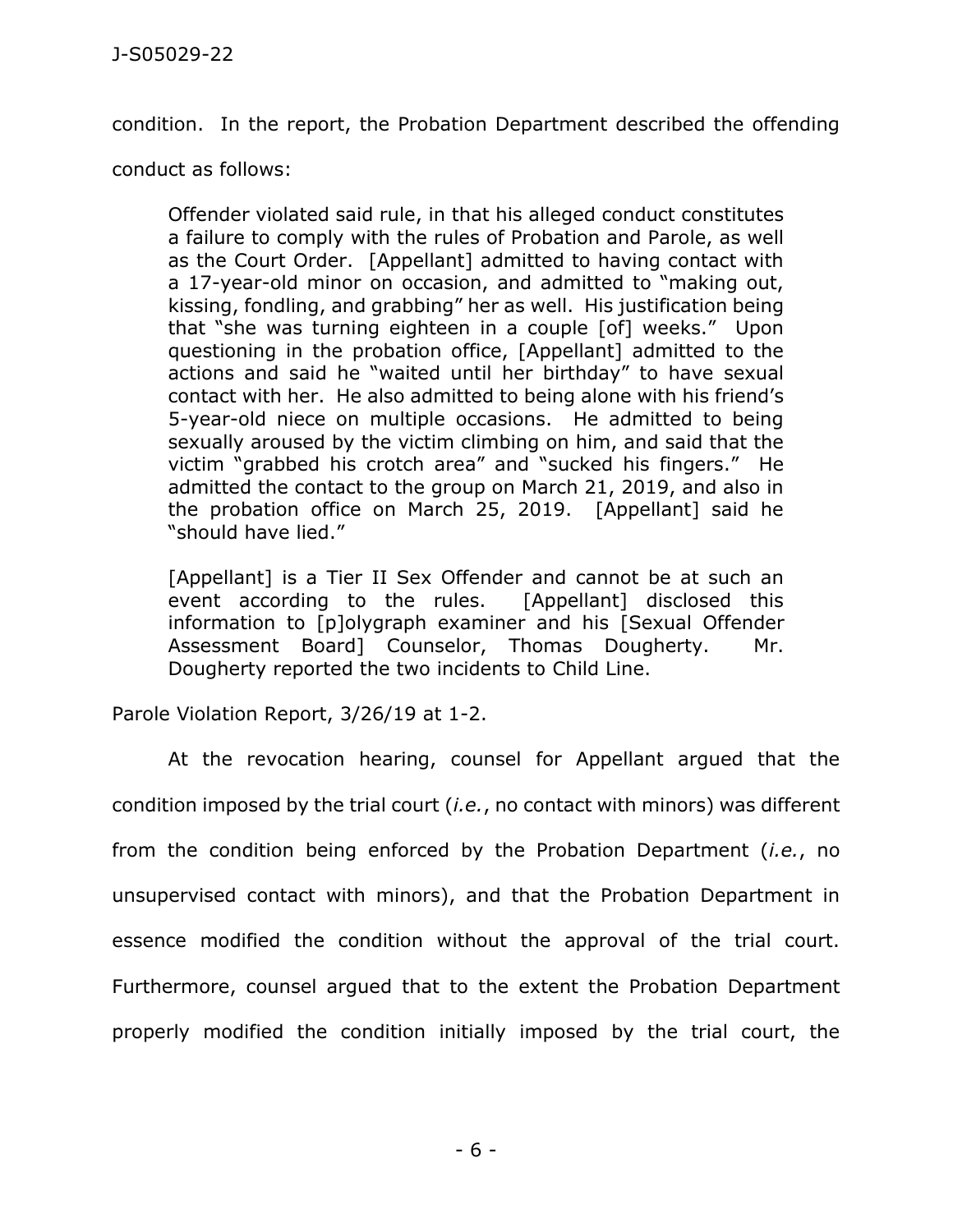condition. In the report, the Probation Department described the offending conduct as follows:

> Offender violated said rule, in that his alleged conduct constitutes a failure to comply with the rules of Probation and Parole, as well as the Court Order. [Appellant] admitted to having contact with a 17-year-old minor on occasion, and admitted to "making out, kissing, fondling, and grabbing" her as well. His justification being that "she was turning eighteen in a couple [of] weeks." Upon questioning in the probation office, [Appellant] admitted to the actions and said he "waited until her birthday" to have sexual contact with her. He also admitted to being alone with his friend's 5-year-old niece on multiple occasions. He admitted to being sexually aroused by the victim climbing on him, and said that the victim "grabbed his crotch area" and "sucked his fingers." He admitted the contact to the group on March 21, 2019, and also in the probation office on March 25, 2019. [Appellant] said he "should have lied."
>
> [Appellant] is a Tier II Sex Offender and cannot be at such an event according to the rules. [Appellant] disclosed this information to [p]olygraph examiner and his [Sexual Offender Assessment Board] Counselor, Thomas Dougherty. Mr. Dougherty reported the two incidents to Child Line.

Parole Violation Report, 3/26/19 at 1-2.

At the revocation hearing, counsel for Appellant argued that the condition imposed by the trial court (*i.e.*, no contact with minors) was different from the condition being enforced by the Probation Department (*i.e.*, no unsupervised contact with minors), and that the Probation Department in essence modified the condition without the approval of the trial court. Furthermore, counsel argued that to the extent the Probation Department properly modified the condition initially imposed by the trial court, the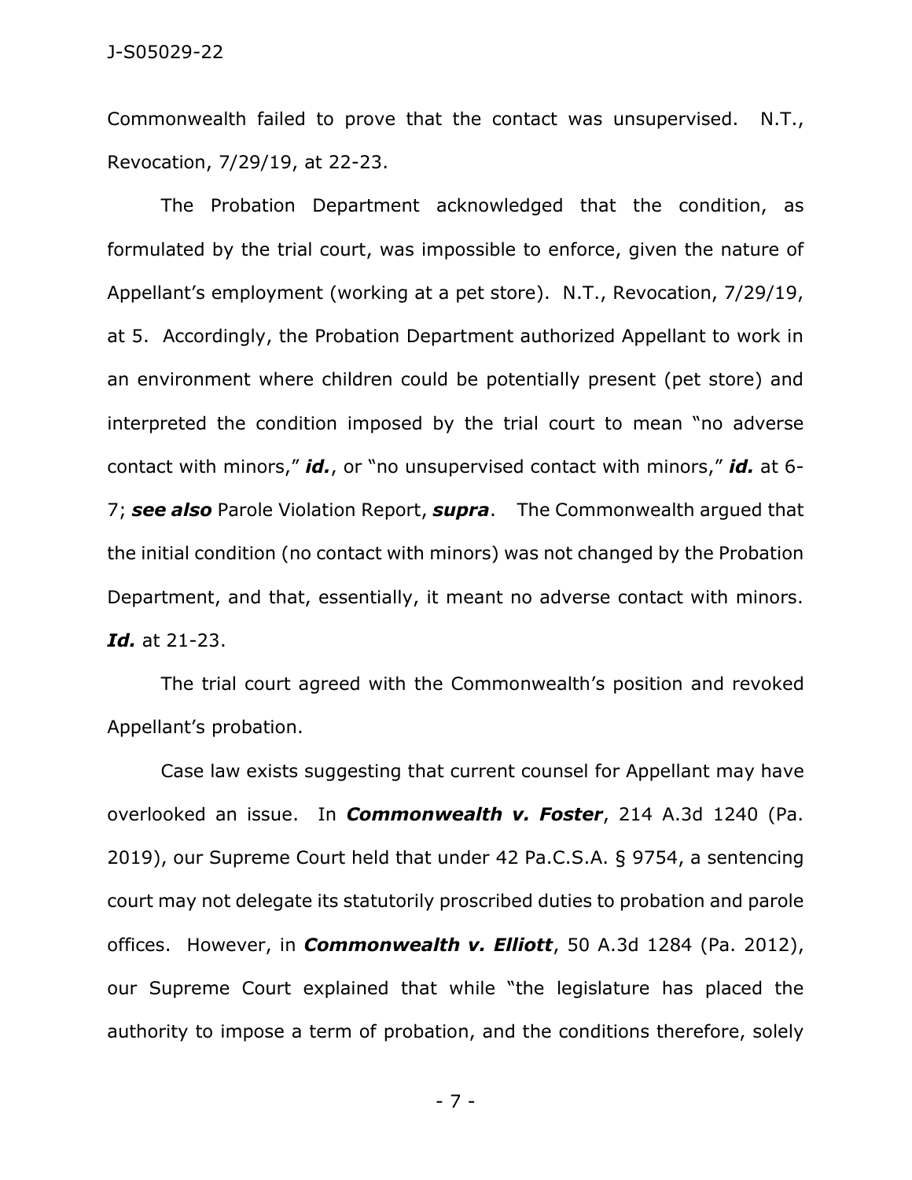Commonwealth failed to prove that the contact was unsupervised. N.T., Revocation, 7/29/19, at 22-23.

The Probation Department acknowledged that the condition, as formulated by the trial court, was impossible to enforce, given the nature of Appellant's employment (working at a pet store). N.T., Revocation, 7/29/19, at 5. Accordingly, the Probation Department authorized Appellant to work in an environment where children could be potentially present (pet store) and interpreted the condition imposed by the trial court to mean "no adverse contact with minors," ***id.***, or "no unsupervised contact with minors," ***id.*** at 6-7; ***see also*** Parole Violation Report, ***supra***. The Commonwealth argued that the initial condition (no contact with minors) was not changed by the Probation Department, and that, essentially, it meant no adverse contact with minors. ***Id.*** at 21-23.

The trial court agreed with the Commonwealth's position and revoked Appellant's probation.

Case law exists suggesting that current counsel for Appellant may have overlooked an issue. In ***Commonwealth v. Foster***, 214 A.3d 1240 (Pa. 2019), our Supreme Court held that under 42 Pa.C.S.A. § 9754, a sentencing court may not delegate its statutorily proscribed duties to probation and parole offices. However, in ***Commonwealth v. Elliott***, 50 A.3d 1284 (Pa. 2012), our Supreme Court explained that while "the legislature has placed the authority to impose a term of probation, and the conditions therefore, solely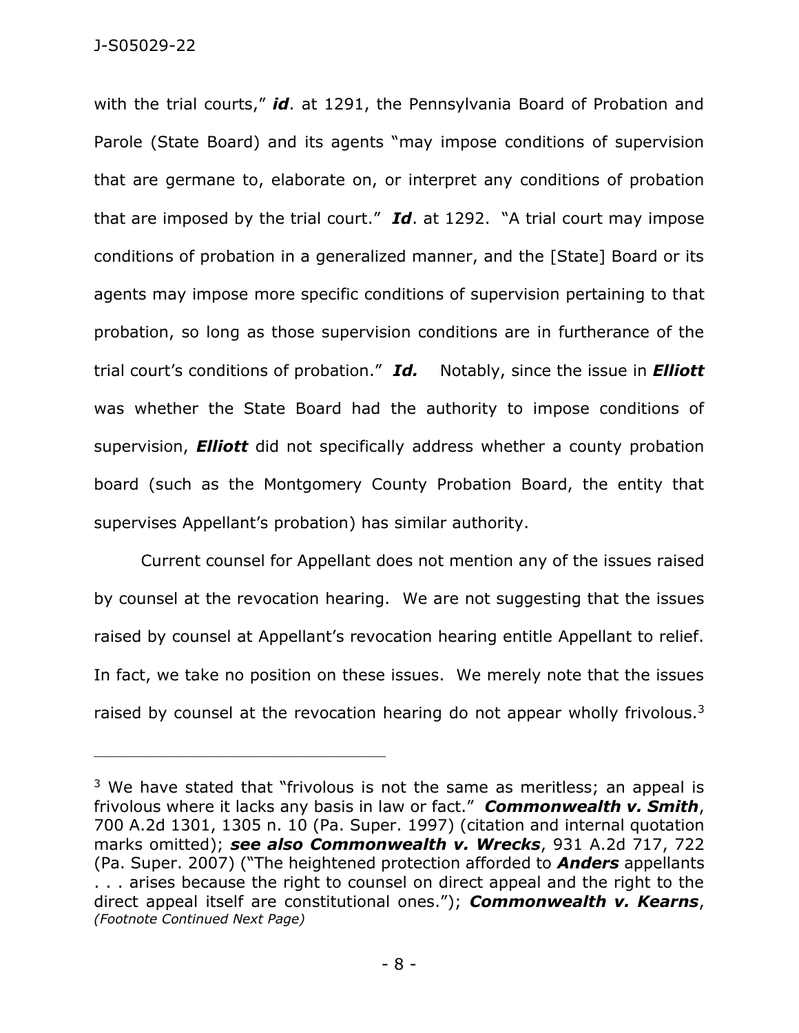with the trial courts," ***id***. at 1291, the Pennsylvania Board of Probation and Parole (State Board) and its agents "may impose conditions of supervision that are germane to, elaborate on, or interpret any conditions of probation that are imposed by the trial court." ***Id***. at 1292. "A trial court may impose conditions of probation in a generalized manner, and the [State] Board or its agents may impose more specific conditions of supervision pertaining to that probation, so long as those supervision conditions are in furtherance of the trial court's conditions of probation." ***Id.*** Notably, since the issue in ***Elliott*** was whether the State Board had the authority to impose conditions of supervision, ***Elliott*** did not specifically address whether a county probation board (such as the Montgomery County Probation Board, the entity that supervises Appellant's probation) has similar authority.

Current counsel for Appellant does not mention any of the issues raised by counsel at the revocation hearing. We are not suggesting that the issues raised by counsel at Appellant's revocation hearing entitle Appellant to relief. In fact, we take no position on these issues. We merely note that the issues raised by counsel at the revocation hearing do not appear wholly frivolous.[3]

---

[3] We have stated that "frivolous is not the same as meritless; an appeal is frivolous where it lacks any basis in law or fact." ***Commonwealth v. Smith***, 700 A.2d 1301, 1305 n. 10 (Pa. Super. 1997) (citation and internal quotation marks omitted); ***see also Commonwealth v. Wrecks***, 931 A.2d 717, 722 (Pa. Super. 2007) ("The heightened protection afforded to ***Anders*** appellants . . . arises because the right to counsel on direct appeal and the right to the direct appeal itself are constitutional ones."); ***Commonwealth v. Kearns***, *(Footnote Continued Next Page)*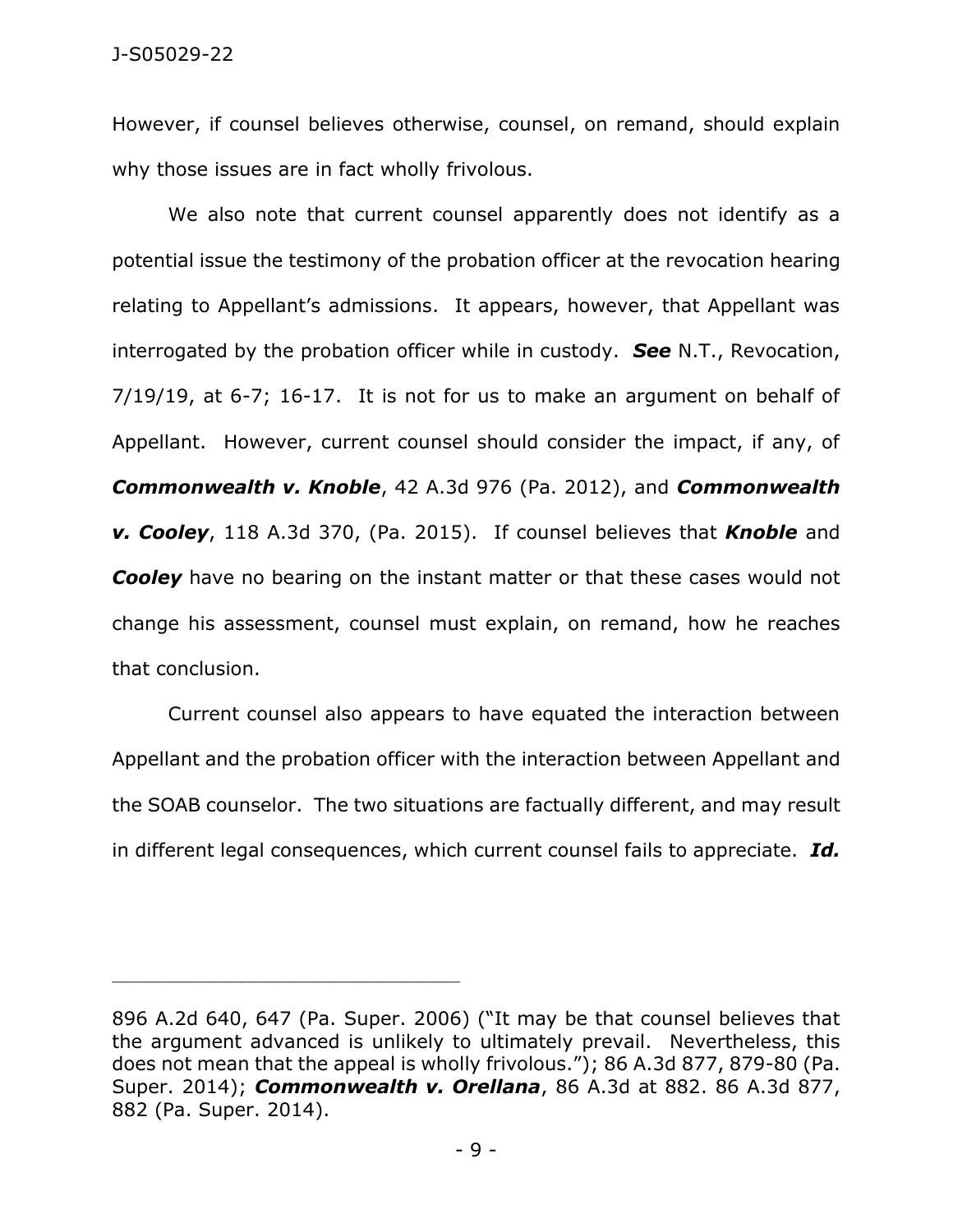However, if counsel believes otherwise, counsel, on remand, should explain why those issues are in fact wholly frivolous.

We also note that current counsel apparently does not identify as a potential issue the testimony of the probation officer at the revocation hearing relating to Appellant's admissions. It appears, however, that Appellant was interrogated by the probation officer while in custody. ***See*** N.T., Revocation, 7/19/19, at 6-7; 16-17. It is not for us to make an argument on behalf of Appellant. However, current counsel should consider the impact, if any, of ***Commonwealth v. Knoble***, 42 A.3d 976 (Pa. 2012), and ***Commonwealth v. Cooley***, 118 A.3d 370, (Pa. 2015). If counsel believes that ***Knoble*** and ***Cooley*** have no bearing on the instant matter or that these cases would not change his assessment, counsel must explain, on remand, how he reaches that conclusion.

Current counsel also appears to have equated the interaction between Appellant and the probation officer with the interaction between Appellant and the SOAB counselor. The two situations are factually different, and may result in different legal consequences, which current counsel fails to appreciate. ***Id.***

---

896 A.2d 640, 647 (Pa. Super. 2006) ("It may be that counsel believes that the argument advanced is unlikely to ultimately prevail. Nevertheless, this does not mean that the appeal is wholly frivolous."); 86 A.3d 877, 879-80 (Pa. Super. 2014); ***Commonwealth v. Orellana***, 86 A.3d at 882. 86 A.3d 877, 882 (Pa. Super. 2014).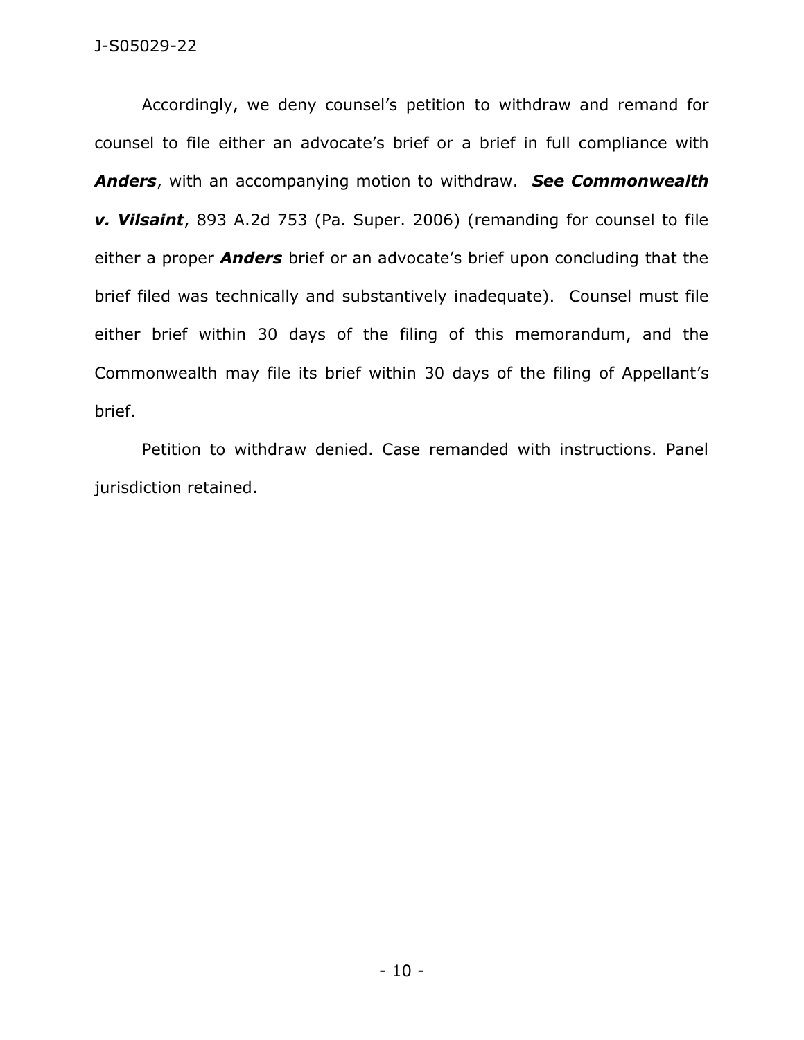Accordingly, we deny counsel's petition to withdraw and remand for counsel to file either an advocate's brief or a brief in full compliance with ***Anders***, with an accompanying motion to withdraw. ***See Commonwealth v. Vilsaint***, 893 A.2d 753 (Pa. Super. 2006) (remanding for counsel to file either a proper ***Anders*** brief or an advocate's brief upon concluding that the brief filed was technically and substantively inadequate). Counsel must file either brief within 30 days of the filing of this memorandum, and the Commonwealth may file its brief within 30 days of the filing of Appellant's brief.

Petition to withdraw denied. Case remanded with instructions. Panel jurisdiction retained.